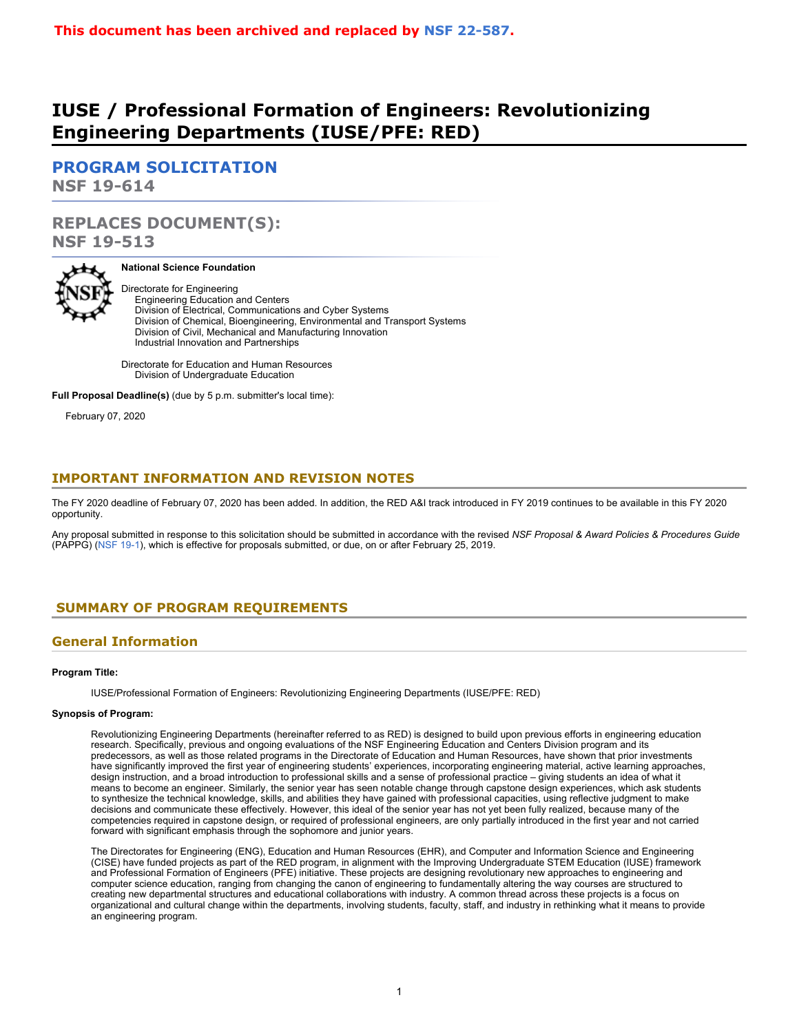**This document has been archived and replaced by NSF 22-587.**

# IUSE / Professional Formation of Engineers: Revolutionizing Engineering Departments (IUSE/PFE: RED)

## PROGRAM SOLICITATION

**NSF 19-614**

## REPLACES DOCUMENT(S):

**NSF 19-513**

**National Science Foundation**

Directorate for Engineering
- Engineering Education and Centers
- Division of Electrical, Communications and Cyber Systems
- Division of Chemical, Bioengineering, Environmental and Transport Systems
- Division of Civil, Mechanical and Manufacturing Innovation
- Industrial Innovation and Partnerships

Directorate for Education and Human Resources
- Division of Undergraduate Education

**Full Proposal Deadline(s)** (due by 5 p.m. submitter's local time):

February 07, 2020

## IMPORTANT INFORMATION AND REVISION NOTES

The FY 2020 deadline of February 07, 2020 has been added. In addition, the RED A&I track introduced in FY 2019 continues to be available in this FY 2020 opportunity.

Any proposal submitted in response to this solicitation should be submitted in accordance with the revised *NSF Proposal & Award Policies & Procedures Guide* (PAPPG) (NSF 19-1), which is effective for proposals submitted, or due, on or after February 25, 2019.

## SUMMARY OF PROGRAM REQUIREMENTS

### General Information

**Program Title:**

IUSE/Professional Formation of Engineers: Revolutionizing Engineering Departments (IUSE/PFE: RED)

**Synopsis of Program:**

Revolutionizing Engineering Departments (hereinafter referred to as RED) is designed to build upon previous efforts in engineering education research. Specifically, previous and ongoing evaluations of the NSF Engineering Education and Centers Division program and its predecessors, as well as those related programs in the Directorate of Education and Human Resources, have shown that prior investments have significantly improved the first year of engineering students' experiences, incorporating engineering material, active learning approaches, design instruction, and a broad introduction to professional skills and a sense of professional practice – giving students an idea of what it means to become an engineer. Similarly, the senior year has seen notable change through capstone design experiences, which ask students to synthesize the technical knowledge, skills, and abilities they have gained with professional capacities, using reflective judgment to make decisions and communicate these effectively. However, this ideal of the senior year has not yet been fully realized, because many of the competencies required in capstone design, or required of professional engineers, are only partially introduced in the first year and not carried forward with significant emphasis through the sophomore and junior years.

The Directorates for Engineering (ENG), Education and Human Resources (EHR), and Computer and Information Science and Engineering (CISE) have funded projects as part of the RED program, in alignment with the Improving Undergraduate STEM Education (IUSE) framework and Professional Formation of Engineers (PFE) initiative. These projects are designing revolutionary new approaches to engineering and computer science education, ranging from changing the canon of engineering to fundamentally altering the way courses are structured to creating new departmental structures and educational collaborations with industry. A common thread across these projects is a focus on organizational and cultural change within the departments, involving students, faculty, staff, and industry in rethinking what it means to provide an engineering program.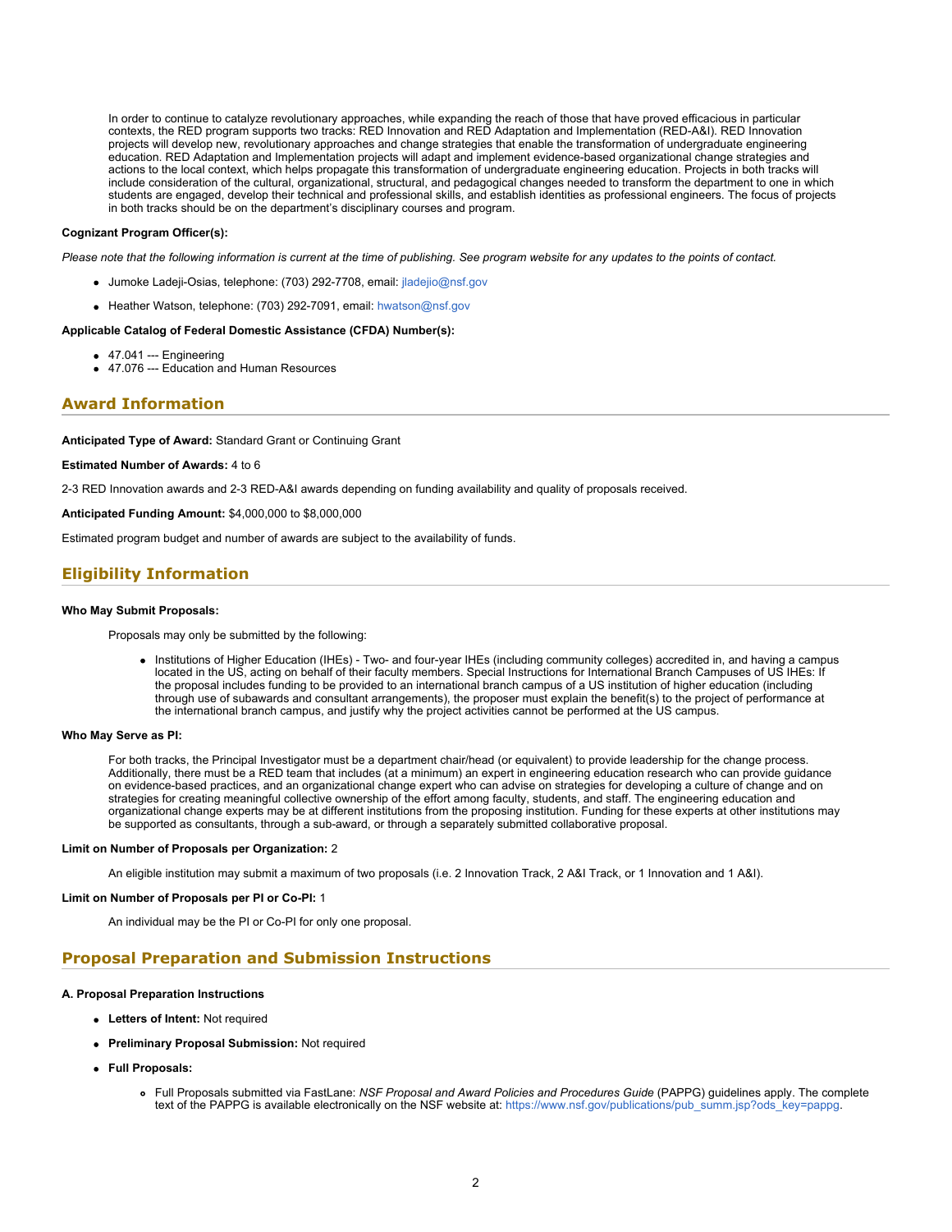In order to continue to catalyze revolutionary approaches, while expanding the reach of those that have proved efficacious in particular contexts, the RED program supports two tracks: RED Innovation and RED Adaptation and Implementation (RED-A&I). RED Innovation projects will develop new, revolutionary approaches and change strategies that enable the transformation of undergraduate engineering education. RED Adaptation and Implementation projects will adapt and implement evidence-based organizational change strategies and actions to the local context, which helps propagate this transformation of undergraduate engineering education. Projects in both tracks will include consideration of the cultural, organizational, structural, and pedagogical changes needed to transform the department to one in which students are engaged, develop their technical and professional skills, and establish identities as professional engineers. The focus of projects in both tracks should be on the department's disciplinary courses and program.

**Cognizant Program Officer(s):**

*Please note that the following information is current at the time of publishing. See program website for any updates to the points of contact.*

- Jumoke Ladeji-Osias, telephone: (703) 292-7708, email: jladejio@nsf.gov
- Heather Watson, telephone: (703) 292-7091, email: hwatson@nsf.gov

**Applicable Catalog of Federal Domestic Assistance (CFDA) Number(s):**

- 47.041 --- Engineering
- 47.076 --- Education and Human Resources

## Award Information

**Anticipated Type of Award:** Standard Grant or Continuing Grant

**Estimated Number of Awards:** 4 to 6

2-3 RED Innovation awards and 2-3 RED-A&I awards depending on funding availability and quality of proposals received.

**Anticipated Funding Amount:** $4,000,000 to $8,000,000

Estimated program budget and number of awards are subject to the availability of funds.

## Eligibility Information

**Who May Submit Proposals:**

Proposals may only be submitted by the following:

- Institutions of Higher Education (IHEs) - Two- and four-year IHEs (including community colleges) accredited in, and having a campus located in the US, acting on behalf of their faculty members. Special Instructions for International Branch Campuses of US IHEs: If the proposal includes funding to be provided to an international branch campus of a US institution of higher education (including through use of subawards and consultant arrangements), the proposer must explain the benefit(s) to the project of performance at the international branch campus, and justify why the project activities cannot be performed at the US campus.

**Who May Serve as PI:**

For both tracks, the Principal Investigator must be a department chair/head (or equivalent) to provide leadership for the change process. Additionally, there must be a RED team that includes (at a minimum) an expert in engineering education research who can provide guidance on evidence-based practices, and an organizational change expert who can advise on strategies for developing a culture of change and on strategies for creating meaningful collective ownership of the effort among faculty, students, and staff. The engineering education and organizational change experts may be at different institutions from the proposing institution. Funding for these experts at other institutions may be supported as consultants, through a sub-award, or through a separately submitted collaborative proposal.

**Limit on Number of Proposals per Organization:** 2

An eligible institution may submit a maximum of two proposals (i.e. 2 Innovation Track, 2 A&I Track, or 1 Innovation and 1 A&I).

**Limit on Number of Proposals per PI or Co-PI:** 1

An individual may be the PI or Co-PI for only one proposal.

## Proposal Preparation and Submission Instructions

**A. Proposal Preparation Instructions**

- **Letters of Intent:** Not required
- **Preliminary Proposal Submission:** Not required
- **Full Proposals:**
    - Full Proposals submitted via FastLane: *NSF Proposal and Award Policies and Procedures Guide* (PAPPG) guidelines apply. The complete text of the PAPPG is available electronically on the NSF website at: https://www.nsf.gov/publications/pub_summ.jsp?ods_key=pappg.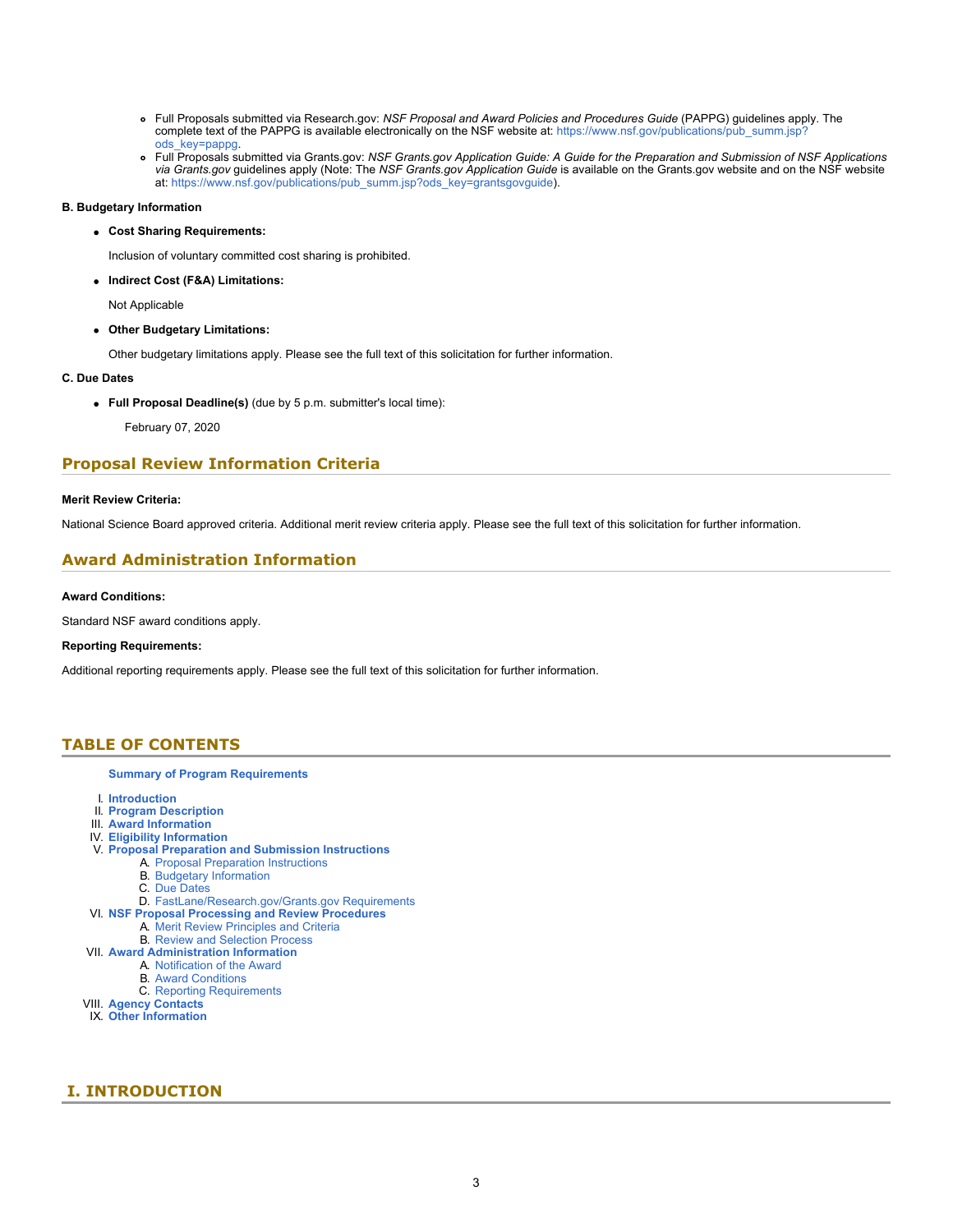- Full Proposals submitted via Research.gov: *NSF Proposal and Award Policies and Procedures Guide* (PAPPG) guidelines apply. The complete text of the PAPPG is available electronically on the NSF website at: https://www.nsf.gov/publications/pub_summ.jsp?ods_key=pappg.
- Full Proposals submitted via Grants.gov: *NSF Grants.gov Application Guide: A Guide for the Preparation and Submission of NSF Applications via Grants.gov* guidelines apply (Note: The *NSF Grants.gov Application Guide* is available on the Grants.gov website and on the NSF website at: https://www.nsf.gov/publications/pub_summ.jsp?ods_key=grantsgovguide).

**B. Budgetary Information**

- **Cost Sharing Requirements:**

  Inclusion of voluntary committed cost sharing is prohibited.

- **Indirect Cost (F&A) Limitations:**

  Not Applicable

- **Other Budgetary Limitations:**

  Other budgetary limitations apply. Please see the full text of this solicitation for further information.

**C. Due Dates**

- **Full Proposal Deadline(s)** (due by 5 p.m. submitter's local time):

  February 07, 2020

## Proposal Review Information Criteria

**Merit Review Criteria:**

National Science Board approved criteria. Additional merit review criteria apply. Please see the full text of this solicitation for further information.

## Award Administration Information

**Award Conditions:**

Standard NSF award conditions apply.

**Reporting Requirements:**

Additional reporting requirements apply. Please see the full text of this solicitation for further information.

## TABLE OF CONTENTS

**Summary of Program Requirements**

I. **Introduction**
II. **Program Description**
III. **Award Information**
IV. **Eligibility Information**
V. **Proposal Preparation and Submission Instructions**
   A. Proposal Preparation Instructions
   B. Budgetary Information
   C. Due Dates
   D. FastLane/Research.gov/Grants.gov Requirements
VI. **NSF Proposal Processing and Review Procedures**
   A. Merit Review Principles and Criteria
   B. Review and Selection Process
VII. **Award Administration Information**
   A. Notification of the Award
   B. Award Conditions
   C. Reporting Requirements
VIII. **Agency Contacts**
IX. **Other Information**

## I. INTRODUCTION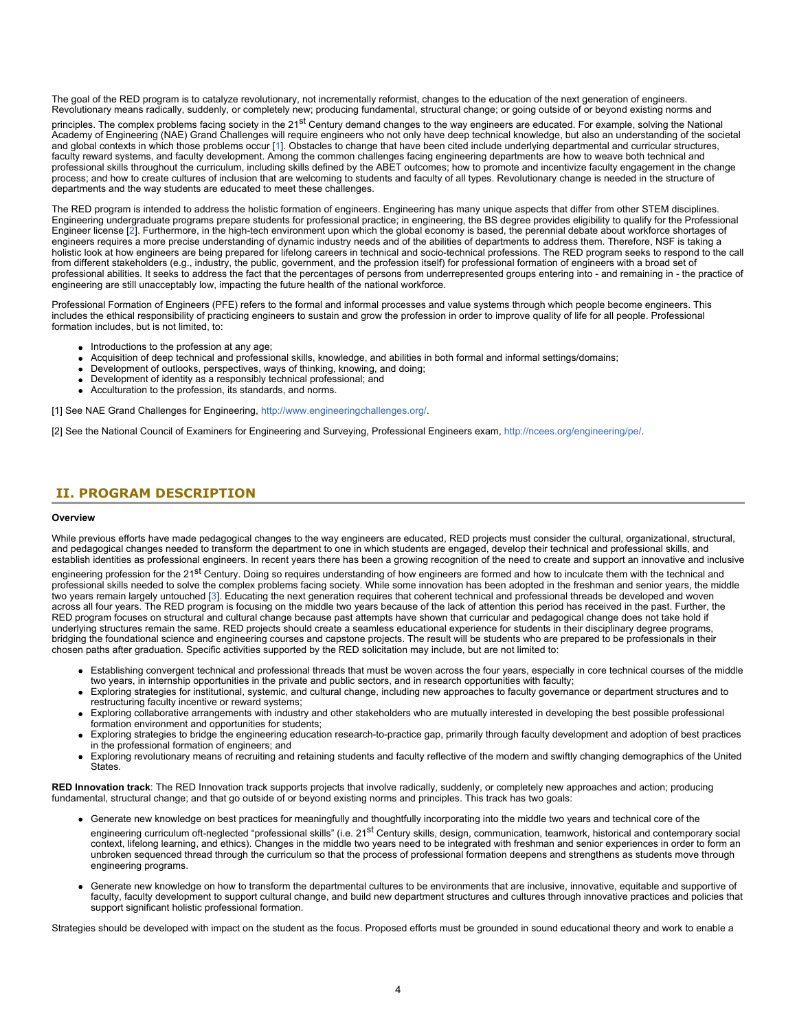The goal of the RED program is to catalyze revolutionary, not incrementally reformist, changes to the education of the next generation of engineers. Revolutionary means radically, suddenly, or completely new; producing fundamental, structural change; or going outside of or beyond existing norms and principles. The complex problems facing society in the 21st Century demand changes to the way engineers are educated. For example, solving the National Academy of Engineering (NAE) Grand Challenges will require engineers who not only have deep technical knowledge, but also an understanding of the societal and global contexts in which those problems occur [1]. Obstacles to change that have been cited include underlying departmental and curricular structures, faculty reward systems, and faculty development. Among the common challenges facing engineering departments are how to weave both technical and professional skills throughout the curriculum, including skills defined by the ABET outcomes; how to promote and incentivize faculty engagement in the change process; and how to create cultures of inclusion that are welcoming to students and faculty of all types. Revolutionary change is needed in the structure of departments and the way students are educated to meet these challenges.

The RED program is intended to address the holistic formation of engineers. Engineering has many unique aspects that differ from other STEM disciplines. Engineering undergraduate programs prepare students for professional practice; in engineering, the BS degree provides eligibility to qualify for the Professional Engineer license [2]. Furthermore, in the high-tech environment upon which the global economy is based, the perennial debate about workforce shortages of engineers requires a more precise understanding of dynamic industry needs and of the abilities of departments to address them. Therefore, NSF is taking a holistic look at how engineers are being prepared for lifelong careers in technical and socio-technical professions. The RED program seeks to respond to the call from different stakeholders (e.g., industry, the public, government, and the profession itself) for professional formation of engineers with a broad set of professional abilities. It seeks to address the fact that the percentages of persons from underrepresented groups entering into - and remaining in - the practice of engineering are still unacceptably low, impacting the future health of the national workforce.

Professional Formation of Engineers (PFE) refers to the formal and informal processes and value systems through which people become engineers. This includes the ethical responsibility of practicing engineers to sustain and grow the profession in order to improve quality of life for all people. Professional formation includes, but is not limited, to:

- Introductions to the profession at any age;
- Acquisition of deep technical and professional skills, knowledge, and abilities in both formal and informal settings/domains;
- Development of outlooks, perspectives, ways of thinking, knowing, and doing;
- Development of identity as a responsibly technical professional; and
- Acculturation to the profession, its standards, and norms.

[1] See NAE Grand Challenges for Engineering, http://www.engineeringchallenges.org/.

[2] See the National Council of Examiners for Engineering and Surveying, Professional Engineers exam, http://ncees.org/engineering/pe/.

## II. PROGRAM DESCRIPTION

**Overview**

While previous efforts have made pedagogical changes to the way engineers are educated, RED projects must consider the cultural, organizational, structural, and pedagogical changes needed to transform the department to one in which students are engaged, develop their technical and professional skills, and establish identities as professional engineers. In recent years there has been a growing recognition of the need to create and support an innovative and inclusive engineering profession for the 21st Century. Doing so requires understanding of how engineers are formed and how to inculcate them with the technical and professional skills needed to solve the complex problems facing society. While some innovation has been adopted in the freshman and senior years, the middle two years remain largely untouched [3]. Educating the next generation requires that coherent technical and professional threads be developed and woven across all four years. The RED program is focusing on the middle two years because of the lack of attention this period has received in the past. Further, the RED program focuses on structural and cultural change because past attempts have shown that curricular and pedagogical change does not take hold if underlying structures remain the same. RED projects should create a seamless educational experience for students in their disciplinary degree programs, bridging the foundational science and engineering courses and capstone projects. The result will be students who are prepared to be professionals in their chosen paths after graduation. Specific activities supported by the RED solicitation may include, but are not limited to:

- Establishing convergent technical and professional threads that must be woven across the four years, especially in core technical courses of the middle two years, in internship opportunities in the private and public sectors, and in research opportunities with faculty;
- Exploring strategies for institutional, systemic, and cultural change, including new approaches to faculty governance or department structures and to restructuring faculty incentive or reward systems;
- Exploring collaborative arrangements with industry and other stakeholders who are mutually interested in developing the best possible professional formation environment and opportunities for students;
- Exploring strategies to bridge the engineering education research-to-practice gap, primarily through faculty development and adoption of best practices in the professional formation of engineers; and
- Exploring revolutionary means of recruiting and retaining students and faculty reflective of the modern and swiftly changing demographics of the United States.

**RED Innovation track**: The RED Innovation track supports projects that involve radically, suddenly, or completely new approaches and action; producing fundamental, structural change; and that go outside of or beyond existing norms and principles. This track has two goals:

- Generate new knowledge on best practices for meaningfully and thoughtfully incorporating into the middle two years and technical core of the engineering curriculum oft-neglected "professional skills" (i.e. 21st Century skills, design, communication, teamwork, historical and contemporary social context, lifelong learning, and ethics). Changes in the middle two years need to be integrated with freshman and senior experiences in order to form an unbroken sequenced thread through the curriculum so that the process of professional formation deepens and strengthens as students move through engineering programs.
- Generate new knowledge on how to transform the departmental cultures to be environments that are inclusive, innovative, equitable and supportive of faculty, faculty development to support cultural change, and build new department structures and cultures through innovative practices and policies that support significant holistic professional formation.

Strategies should be developed with impact on the student as the focus. Proposed efforts must be grounded in sound educational theory and work to enable a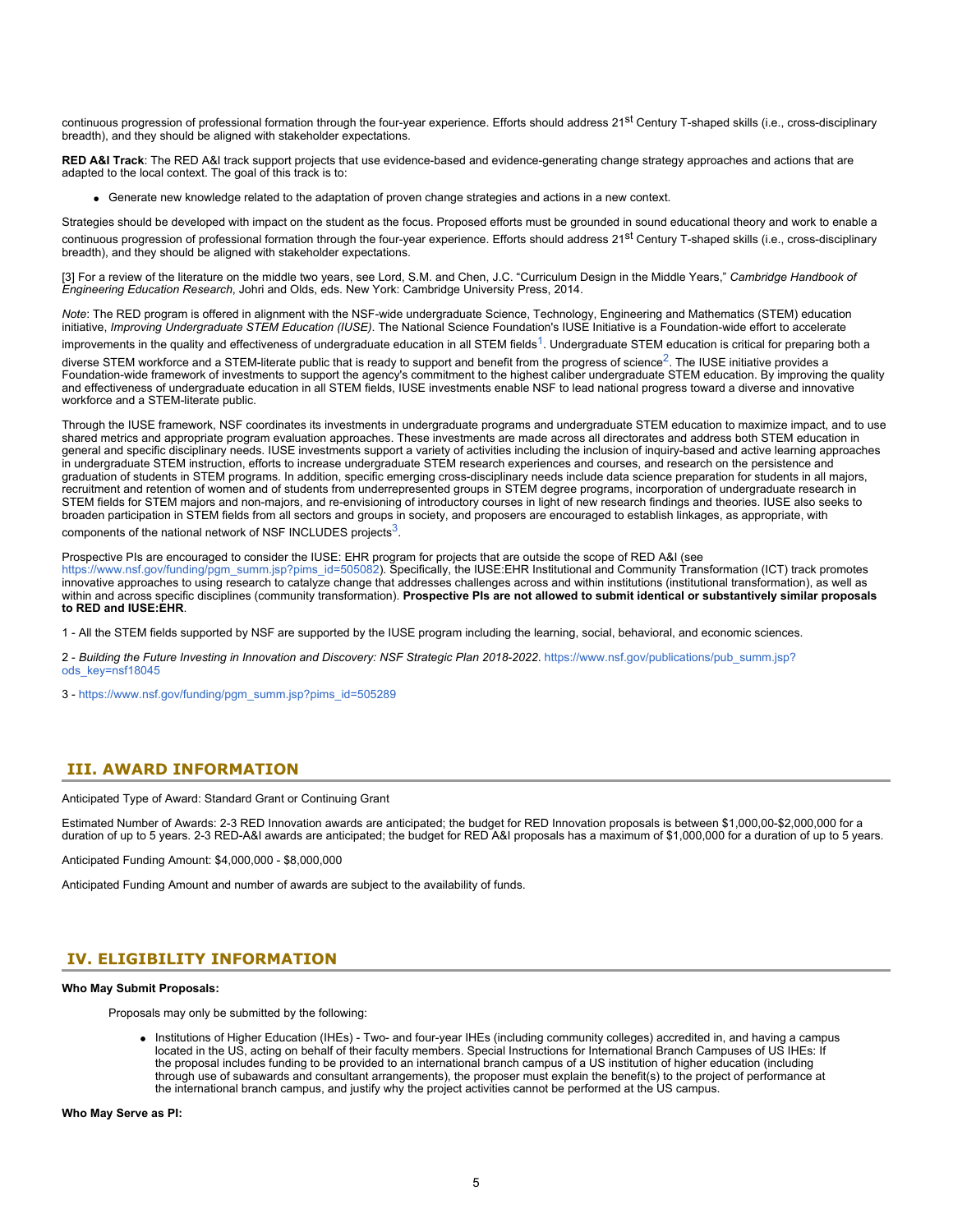continuous progression of professional formation through the four-year experience. Efforts should address 21st Century T-shaped skills (i.e., cross-disciplinary breadth), and they should be aligned with stakeholder expectations.

**RED A&I Track**: The RED A&I track support projects that use evidence-based and evidence-generating change strategy approaches and actions that are adapted to the local context. The goal of this track is to:

- Generate new knowledge related to the adaptation of proven change strategies and actions in a new context.

Strategies should be developed with impact on the student as the focus. Proposed efforts must be grounded in sound educational theory and work to enable a continuous progression of professional formation through the four-year experience. Efforts should address 21st Century T-shaped skills (i.e., cross-disciplinary breadth), and they should be aligned with stakeholder expectations.

[3] For a review of the literature on the middle two years, see Lord, S.M. and Chen, J.C. "Curriculum Design in the Middle Years," *Cambridge Handbook of Engineering Education Research*, Johri and Olds, eds. New York: Cambridge University Press, 2014.

*Note*: The RED program is offered in alignment with the NSF-wide undergraduate Science, Technology, Engineering and Mathematics (STEM) education initiative, *Improving Undergraduate STEM Education (IUSE)*. The National Science Foundation's IUSE Initiative is a Foundation-wide effort to accelerate improvements in the quality and effectiveness of undergraduate education in all STEM fields[1]. Undergraduate STEM education is critical for preparing both a diverse STEM workforce and a STEM-literate public that is ready to support and benefit from the progress of science[2]. The IUSE initiative provides a Foundation-wide framework of investments to support the agency's commitment to the highest caliber undergraduate STEM education. By improving the quality and effectiveness of undergraduate education in all STEM fields, IUSE investments enable NSF to lead national progress toward a diverse and innovative workforce and a STEM-literate public.

Through the IUSE framework, NSF coordinates its investments in undergraduate programs and undergraduate STEM education to maximize impact, and to use shared metrics and appropriate program evaluation approaches. These investments are made across all directorates and address both STEM education in general and specific disciplinary needs. IUSE investments support a variety of activities including the inclusion of inquiry-based and active learning approaches in undergraduate STEM instruction, efforts to increase undergraduate STEM research experiences and courses, and research on the persistence and graduation of students in STEM programs. In addition, specific emerging cross-disciplinary needs include data science preparation for students in all majors, recruitment and retention of women and of students from underrepresented groups in STEM degree programs, incorporation of undergraduate research in STEM fields for STEM majors and non-majors, and re-envisioning of introductory courses in light of new research findings and theories. IUSE also seeks to broaden participation in STEM fields from all sectors and groups in society, and proposers are encouraged to establish linkages, as appropriate, with components of the national network of NSF INCLUDES projects[3].

Prospective PIs are encouraged to consider the IUSE: EHR program for projects that are outside the scope of RED A&I (see https://www.nsf.gov/funding/pgm_summ.jsp?pims_id=505082). Specifically, the IUSE:EHR Institutional and Community Transformation (ICT) track promotes innovative approaches to using research to catalyze change that addresses challenges across and within institutions (institutional transformation), as well as within and across specific disciplines (community transformation). **Prospective PIs are not allowed to submit identical or substantively similar proposals to RED and IUSE:EHR**.

1 - All the STEM fields supported by NSF are supported by the IUSE program including the learning, social, behavioral, and economic sciences.

2 - *Building the Future Investing in Innovation and Discovery: NSF Strategic Plan 2018-2022*. https://www.nsf.gov/publications/pub_summ.jsp?ods_key=nsf18045

3 - https://www.nsf.gov/funding/pgm_summ.jsp?pims_id=505289

## III. AWARD INFORMATION

Anticipated Type of Award: Standard Grant or Continuing Grant

Estimated Number of Awards: 2-3 RED Innovation awards are anticipated; the budget for RED Innovation proposals is between $1,000,00-$2,000,000 for a duration of up to 5 years. 2-3 RED-A&I awards are anticipated; the budget for RED A&I proposals has a maximum of $1,000,000 for a duration of up to 5 years.

Anticipated Funding Amount: $4,000,000 - $8,000,000

Anticipated Funding Amount and number of awards are subject to the availability of funds.

## IV. ELIGIBILITY INFORMATION

**Who May Submit Proposals:**

Proposals may only be submitted by the following:

- Institutions of Higher Education (IHEs) - Two- and four-year IHEs (including community colleges) accredited in, and having a campus located in the US, acting on behalf of their faculty members. Special Instructions for International Branch Campuses of US IHEs: If the proposal includes funding to be provided to an international branch campus of a US institution of higher education (including through use of subawards and consultant arrangements), the proposer must explain the benefit(s) to the project of performance at the international branch campus, and justify why the project activities cannot be performed at the US campus.

**Who May Serve as PI:**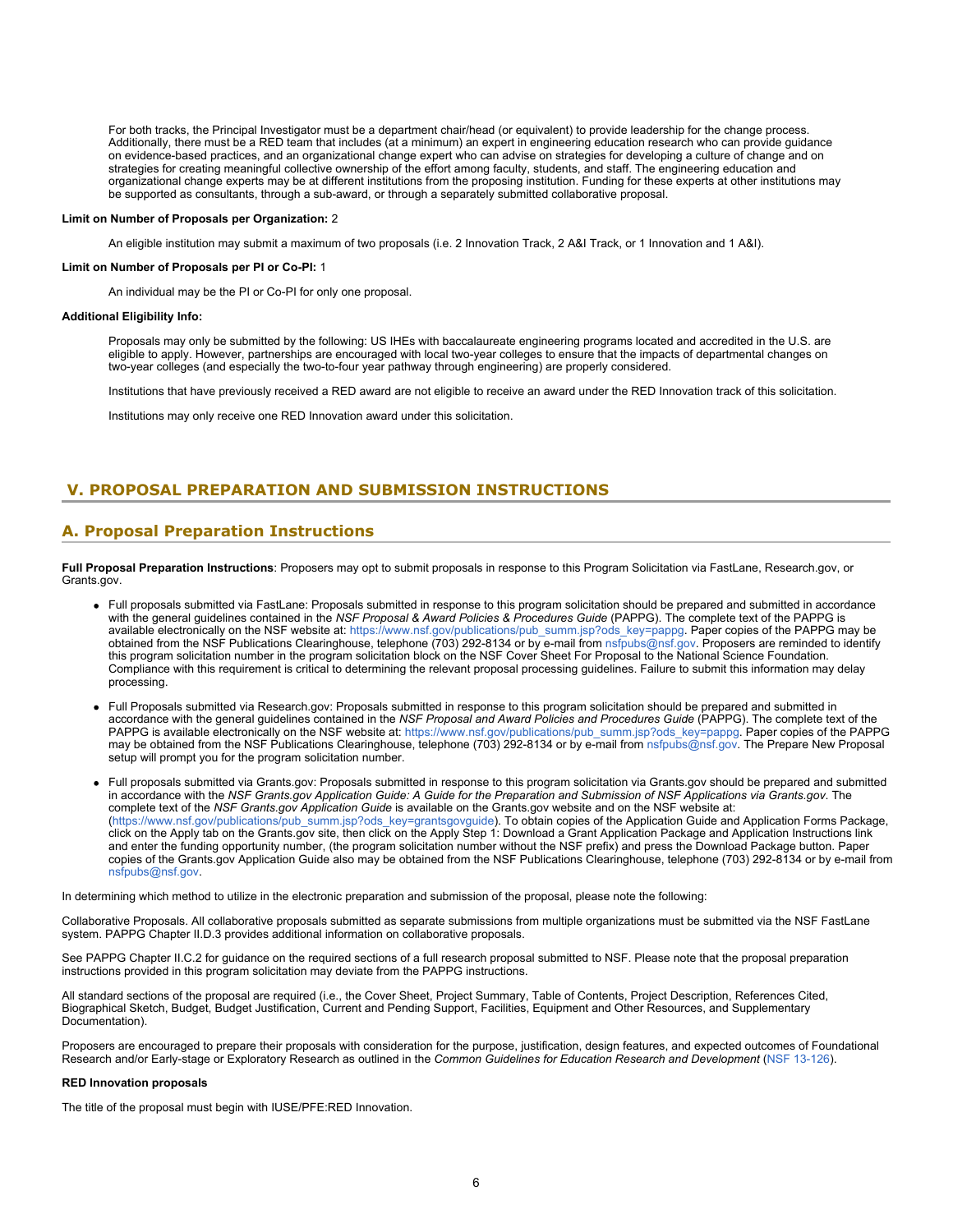For both tracks, the Principal Investigator must be a department chair/head (or equivalent) to provide leadership for the change process. Additionally, there must be a RED team that includes (at a minimum) an expert in engineering education research who can provide guidance on evidence-based practices, and an organizational change expert who can advise on strategies for developing a culture of change and on strategies for creating meaningful collective ownership of the effort among faculty, students, and staff. The engineering education and organizational change experts may be at different institutions from the proposing institution. Funding for these experts at other institutions may be supported as consultants, through a sub-award, or through a separately submitted collaborative proposal.

**Limit on Number of Proposals per Organization:** 2

An eligible institution may submit a maximum of two proposals (i.e. 2 Innovation Track, 2 A&I Track, or 1 Innovation and 1 A&I).

**Limit on Number of Proposals per PI or Co-PI:** 1

An individual may be the PI or Co-PI for only one proposal.

**Additional Eligibility Info:**

Proposals may only be submitted by the following: US IHEs with baccalaureate engineering programs located and accredited in the U.S. are eligible to apply. However, partnerships are encouraged with local two-year colleges to ensure that the impacts of departmental changes on two-year colleges (and especially the two-to-four year pathway through engineering) are properly considered.

Institutions that have previously received a RED award are not eligible to receive an award under the RED Innovation track of this solicitation.

Institutions may only receive one RED Innovation award under this solicitation.

# V. PROPOSAL PREPARATION AND SUBMISSION INSTRUCTIONS

## A. Proposal Preparation Instructions

**Full Proposal Preparation Instructions**: Proposers may opt to submit proposals in response to this Program Solicitation via FastLane, Research.gov, or Grants.gov.

- Full proposals submitted via FastLane: Proposals submitted in response to this program solicitation should be prepared and submitted in accordance with the general guidelines contained in the *NSF Proposal & Award Policies & Procedures Guide* (PAPPG). The complete text of the PAPPG is available electronically on the NSF website at: https://www.nsf.gov/publications/pub_summ.jsp?ods_key=pappg. Paper copies of the PAPPG may be obtained from the NSF Publications Clearinghouse, telephone (703) 292-8134 or by e-mail from nsfpubs@nsf.gov. Proposers are reminded to identify this program solicitation number in the program solicitation block on the NSF Cover Sheet For Proposal to the National Science Foundation. Compliance with this requirement is critical to determining the relevant proposal processing guidelines. Failure to submit this information may delay processing.
- Full Proposals submitted via Research.gov: Proposals submitted in response to this program solicitation should be prepared and submitted in accordance with the general guidelines contained in the *NSF Proposal and Award Policies and Procedures Guide* (PAPPG). The complete text of the PAPPG is available electronically on the NSF website at: https://www.nsf.gov/publications/pub_summ.jsp?ods_key=pappg. Paper copies of the PAPPG may be obtained from the NSF Publications Clearinghouse, telephone (703) 292-8134 or by e-mail from nsfpubs@nsf.gov. The Prepare New Proposal setup will prompt you for the program solicitation number.
- Full proposals submitted via Grants.gov: Proposals submitted in response to this program solicitation via Grants.gov should be prepared and submitted in accordance with the *NSF Grants.gov Application Guide: A Guide for the Preparation and Submission of NSF Applications via Grants.gov*. The complete text of the *NSF Grants.gov Application Guide* is available on the Grants.gov website and on the NSF website at: (https://www.nsf.gov/publications/pub_summ.jsp?ods_key=grantsgovguide). To obtain copies of the Application Guide and Application Forms Package, click on the Apply tab on the Grants.gov site, then click on the Apply Step 1: Download a Grant Application Package and Application Instructions link and enter the funding opportunity number, (the program solicitation number without the NSF prefix) and press the Download Package button. Paper copies of the Grants.gov Application Guide also may be obtained from the NSF Publications Clearinghouse, telephone (703) 292-8134 or by e-mail from nsfpubs@nsf.gov.

In determining which method to utilize in the electronic preparation and submission of the proposal, please note the following:

Collaborative Proposals. All collaborative proposals submitted as separate submissions from multiple organizations must be submitted via the NSF FastLane system. PAPPG Chapter II.D.3 provides additional information on collaborative proposals.

See PAPPG Chapter II.C.2 for guidance on the required sections of a full research proposal submitted to NSF. Please note that the proposal preparation instructions provided in this program solicitation may deviate from the PAPPG instructions.

All standard sections of the proposal are required (i.e., the Cover Sheet, Project Summary, Table of Contents, Project Description, References Cited, Biographical Sketch, Budget, Budget Justification, Current and Pending Support, Facilities, Equipment and Other Resources, and Supplementary Documentation).

Proposers are encouraged to prepare their proposals with consideration for the purpose, justification, design features, and expected outcomes of Foundational Research and/or Early-stage or Exploratory Research as outlined in the *Common Guidelines for Education Research and Development* (NSF 13-126).

**RED Innovation proposals**

The title of the proposal must begin with IUSE/PFE:RED Innovation.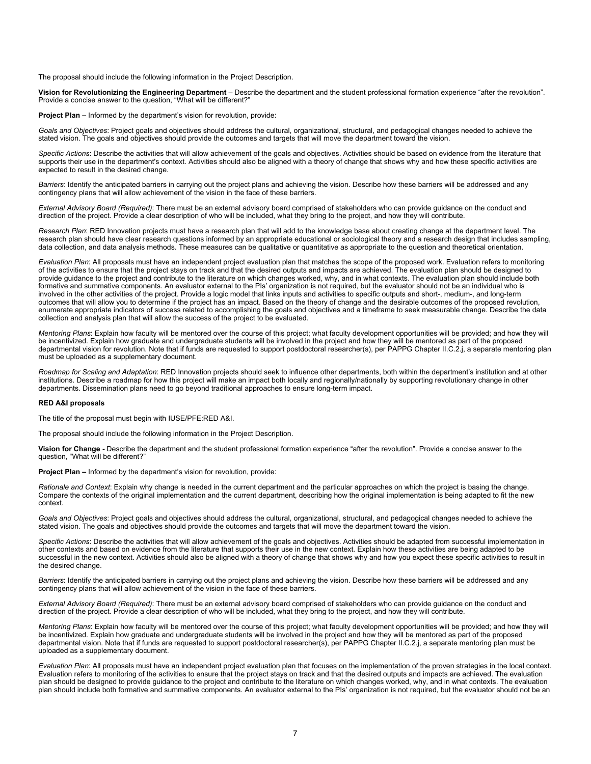The proposal should include the following information in the Project Description.

**Vision for Revolutionizing the Engineering Department** – Describe the department and the student professional formation experience "after the revolution". Provide a concise answer to the question, "What will be different?"

**Project Plan –** Informed by the department's vision for revolution, provide:

*Goals and Objectives*: Project goals and objectives should address the cultural, organizational, structural, and pedagogical changes needed to achieve the stated vision. The goals and objectives should provide the outcomes and targets that will move the department toward the vision.

*Specific Actions*: Describe the activities that will allow achievement of the goals and objectives. Activities should be based on evidence from the literature that supports their use in the department's context. Activities should also be aligned with a theory of change that shows why and how these specific activities are expected to result in the desired change.

*Barriers*: Identify the anticipated barriers in carrying out the project plans and achieving the vision. Describe how these barriers will be addressed and any contingency plans that will allow achievement of the vision in the face of these barriers.

*External Advisory Board (Required)*: There must be an external advisory board comprised of stakeholders who can provide guidance on the conduct and direction of the project. Provide a clear description of who will be included, what they bring to the project, and how they will contribute.

*Research Plan*: RED Innovation projects must have a research plan that will add to the knowledge base about creating change at the department level. The research plan should have clear research questions informed by an appropriate educational or sociological theory and a research design that includes sampling, data collection, and data analysis methods. These measures can be qualitative or quantitative as appropriate to the question and theoretical orientation.

*Evaluation Plan*: All proposals must have an independent project evaluation plan that matches the scope of the proposed work. Evaluation refers to monitoring of the activities to ensure that the project stays on track and that the desired outputs and impacts are achieved. The evaluation plan should be designed to provide guidance to the project and contribute to the literature on which changes worked, why, and in what contexts. The evaluation plan should include both formative and summative components. An evaluator external to the PIs' organization is not required, but the evaluator should not be an individual who is involved in the other activities of the project. Provide a logic model that links inputs and activities to specific outputs and short-, medium-, and long-term outcomes that will allow you to determine if the project has an impact. Based on the theory of change and the desirable outcomes of the proposed revolution, enumerate appropriate indicators of success related to accomplishing the goals and objectives and a timeframe to seek measurable change. Describe the data collection and analysis plan that will allow the success of the project to be evaluated.

*Mentoring Plans*: Explain how faculty will be mentored over the course of this project; what faculty development opportunities will be provided; and how they will be incentivized. Explain how graduate and undergraduate students will be involved in the project and how they will be mentored as part of the proposed departmental vision for revolution. Note that if funds are requested to support postdoctoral researcher(s), per PAPPG Chapter II.C.2.j, a separate mentoring plan must be uploaded as a supplementary document.

*Roadmap for Scaling and Adaptation*: RED Innovation projects should seek to influence other departments, both within the department's institution and at other institutions. Describe a roadmap for how this project will make an impact both locally and regionally/nationally by supporting revolutionary change in other departments. Dissemination plans need to go beyond traditional approaches to ensure long-term impact.

**RED A&I proposals**

The title of the proposal must begin with IUSE/PFE:RED A&I.

The proposal should include the following information in the Project Description.

**Vision for Change -** Describe the department and the student professional formation experience "after the revolution". Provide a concise answer to the question, "What will be different?"

**Project Plan –** Informed by the department's vision for revolution, provide:

*Rationale and Context*: Explain why change is needed in the current department and the particular approaches on which the project is basing the change. Compare the contexts of the original implementation and the current department, describing how the original implementation is being adapted to fit the new context.

*Goals and Objectives*: Project goals and objectives should address the cultural, organizational, structural, and pedagogical changes needed to achieve the stated vision. The goals and objectives should provide the outcomes and targets that will move the department toward the vision.

*Specific Actions*: Describe the activities that will allow achievement of the goals and objectives. Activities should be adapted from successful implementation in other contexts and based on evidence from the literature that supports their use in the new context. Explain how these activities are being adapted to be successful in the new context. Activities should also be aligned with a theory of change that shows why and how you expect these specific activities to result in the desired change.

*Barriers*: Identify the anticipated barriers in carrying out the project plans and achieving the vision. Describe how these barriers will be addressed and any contingency plans that will allow achievement of the vision in the face of these barriers.

*External Advisory Board (Required)*: There must be an external advisory board comprised of stakeholders who can provide guidance on the conduct and direction of the project. Provide a clear description of who will be included, what they bring to the project, and how they will contribute.

*Mentoring Plans*: Explain how faculty will be mentored over the course of this project; what faculty development opportunities will be provided; and how they will be incentivized. Explain how graduate and undergraduate students will be involved in the project and how they will be mentored as part of the proposed departmental vision. Note that if funds are requested to support postdoctoral researcher(s), per PAPPG Chapter II.C.2.j, a separate mentoring plan must be uploaded as a supplementary document.

*Evaluation Plan*: All proposals must have an independent project evaluation plan that focuses on the implementation of the proven strategies in the local context. Evaluation refers to monitoring of the activities to ensure that the project stays on track and that the desired outputs and impacts are achieved. The evaluation plan should be designed to provide guidance to the project and contribute to the literature on which changes worked, why, and in what contexts. The evaluation plan should include both formative and summative components. An evaluator external to the PIs' organization is not required, but the evaluator should not be an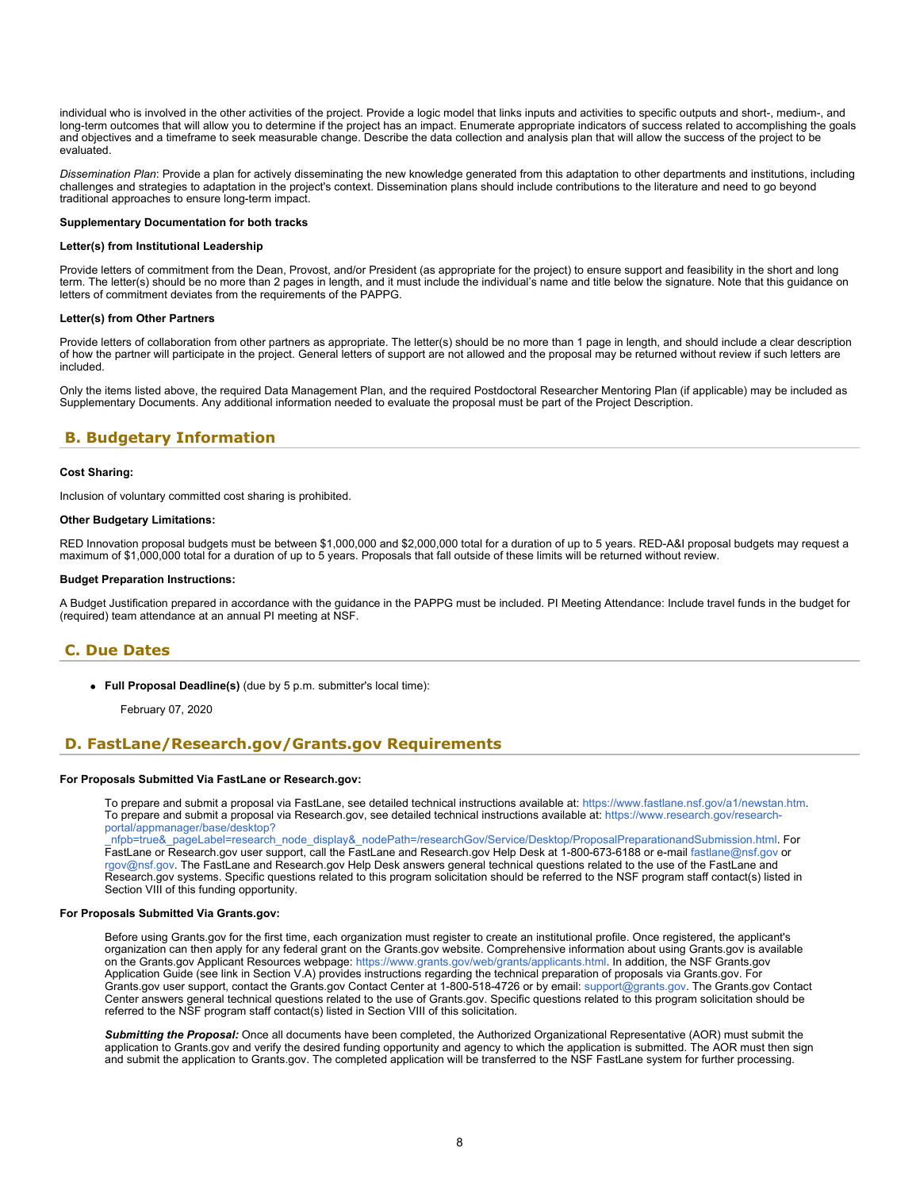individual who is involved in the other activities of the project. Provide a logic model that links inputs and activities to specific outputs and short-, medium-, and long-term outcomes that will allow you to determine if the project has an impact. Enumerate appropriate indicators of success related to accomplishing the goals and objectives and a timeframe to seek measurable change. Describe the data collection and analysis plan that will allow the success of the project to be evaluated.

*Dissemination Plan*: Provide a plan for actively disseminating the new knowledge generated from this adaptation to other departments and institutions, including challenges and strategies to adaptation in the project's context. Dissemination plans should include contributions to the literature and need to go beyond traditional approaches to ensure long-term impact.

**Supplementary Documentation for both tracks**

**Letter(s) from Institutional Leadership**

Provide letters of commitment from the Dean, Provost, and/or President (as appropriate for the project) to ensure support and feasibility in the short and long term. The letter(s) should be no more than 2 pages in length, and it must include the individual's name and title below the signature. Note that this guidance on letters of commitment deviates from the requirements of the PAPPG.

**Letter(s) from Other Partners**

Provide letters of collaboration from other partners as appropriate. The letter(s) should be no more than 1 page in length, and should include a clear description of how the partner will participate in the project. General letters of support are not allowed and the proposal may be returned without review if such letters are included.

Only the items listed above, the required Data Management Plan, and the required Postdoctoral Researcher Mentoring Plan (if applicable) may be included as Supplementary Documents. Any additional information needed to evaluate the proposal must be part of the Project Description.

## B. Budgetary Information

**Cost Sharing:**

Inclusion of voluntary committed cost sharing is prohibited.

**Other Budgetary Limitations:**

RED Innovation proposal budgets must be between $1,000,000 and $2,000,000 total for a duration of up to 5 years. RED-A&I proposal budgets may request a maximum of $1,000,000 total for a duration of up to 5 years. Proposals that fall outside of these limits will be returned without review.

**Budget Preparation Instructions:**

A Budget Justification prepared in accordance with the guidance in the PAPPG must be included. PI Meeting Attendance: Include travel funds in the budget for (required) team attendance at an annual PI meeting at NSF.

## C. Due Dates

- **Full Proposal Deadline(s)** (due by 5 p.m. submitter's local time):

  February 07, 2020

## D. FastLane/Research.gov/Grants.gov Requirements

**For Proposals Submitted Via FastLane or Research.gov:**

To prepare and submit a proposal via FastLane, see detailed technical instructions available at: https://www.fastlane.nsf.gov/a1/newstan.htm. To prepare and submit a proposal via Research.gov, see detailed technical instructions available at: https://www.research.gov/research-portal/appmanager/base/desktop?_nfpb=true&_pageLabel=research_node_display&_nodePath=/researchGov/Service/Desktop/ProposalPreparationandSubmission.html. For FastLane or Research.gov user support, call the FastLane and Research.gov Help Desk at 1-800-673-6188 or e-mail fastlane@nsf.gov or rgov@nsf.gov. The FastLane and Research.gov Help Desk answers general technical questions related to the use of the FastLane and Research.gov systems. Specific questions related to this program solicitation should be referred to the NSF program staff contact(s) listed in Section VIII of this funding opportunity.

**For Proposals Submitted Via Grants.gov:**

Before using Grants.gov for the first time, each organization must register to create an institutional profile. Once registered, the applicant's organization can then apply for any federal grant on the Grants.gov website. Comprehensive information about using Grants.gov is available on the Grants.gov Applicant Resources webpage: https://www.grants.gov/web/grants/applicants.html. In addition, the NSF Grants.gov Application Guide (see link in Section V.A) provides instructions regarding the technical preparation of proposals via Grants.gov. For Grants.gov user support, contact the Grants.gov Contact Center at 1-800-518-4726 or by email: support@grants.gov. The Grants.gov Contact Center answers general technical questions related to the use of Grants.gov. Specific questions related to this program solicitation should be referred to the NSF program staff contact(s) listed in Section VIII of this solicitation.

***Submitting the Proposal:*** Once all documents have been completed, the Authorized Organizational Representative (AOR) must submit the application to Grants.gov and verify the desired funding opportunity and agency to which the application is submitted. The AOR must then sign and submit the application to Grants.gov. The completed application will be transferred to the NSF FastLane system for further processing.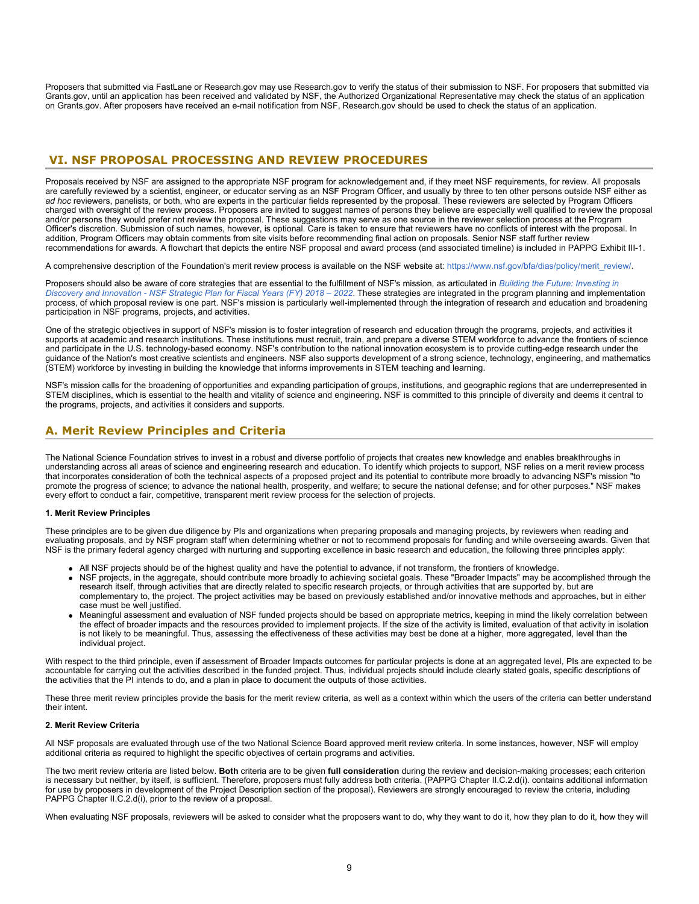Proposers that submitted via FastLane or Research.gov may use Research.gov to verify the status of their submission to NSF. For proposers that submitted via Grants.gov, until an application has been received and validated by NSF, the Authorized Organizational Representative may check the status of an application on Grants.gov. After proposers have received an e-mail notification from NSF, Research.gov should be used to check the status of an application.

## VI. NSF PROPOSAL PROCESSING AND REVIEW PROCEDURES

Proposals received by NSF are assigned to the appropriate NSF program for acknowledgement and, if they meet NSF requirements, for review. All proposals are carefully reviewed by a scientist, engineer, or educator serving as an NSF Program Officer, and usually by three to ten other persons outside NSF either as *ad hoc* reviewers, panelists, or both, who are experts in the particular fields represented by the proposal. These reviewers are selected by Program Officers charged with oversight of the review process. Proposers are invited to suggest names of persons they believe are especially well qualified to review the proposal and/or persons they would prefer not review the proposal. These suggestions may serve as one source in the reviewer selection process at the Program Officer's discretion. Submission of such names, however, is optional. Care is taken to ensure that reviewers have no conflicts of interest with the proposal. In addition, Program Officers may obtain comments from site visits before recommending final action on proposals. Senior NSF staff further review recommendations for awards. A flowchart that depicts the entire NSF proposal and award process (and associated timeline) is included in PAPPG Exhibit III-1.

A comprehensive description of the Foundation's merit review process is available on the NSF website at: https://www.nsf.gov/bfa/dias/policy/merit_review/.

Proposers should also be aware of core strategies that are essential to the fulfillment of NSF's mission, as articulated in *Building the Future: Investing in Discovery and Innovation - NSF Strategic Plan for Fiscal Years (FY) 2018 – 2022*. These strategies are integrated in the program planning and implementation process, of which proposal review is one part. NSF's mission is particularly well-implemented through the integration of research and education and broadening participation in NSF programs, projects, and activities.

One of the strategic objectives in support of NSF's mission is to foster integration of research and education through the programs, projects, and activities it supports at academic and research institutions. These institutions must recruit, train, and prepare a diverse STEM workforce to advance the frontiers of science and participate in the U.S. technology-based economy. NSF's contribution to the national innovation ecosystem is to provide cutting-edge research under the guidance of the Nation's most creative scientists and engineers. NSF also supports development of a strong science, technology, engineering, and mathematics (STEM) workforce by investing in building the knowledge that informs improvements in STEM teaching and learning.

NSF's mission calls for the broadening of opportunities and expanding participation of groups, institutions, and geographic regions that are underrepresented in STEM disciplines, which is essential to the health and vitality of science and engineering. NSF is committed to this principle of diversity and deems it central to the programs, projects, and activities it considers and supports.

### A. Merit Review Principles and Criteria

The National Science Foundation strives to invest in a robust and diverse portfolio of projects that creates new knowledge and enables breakthroughs in understanding across all areas of science and engineering research and education. To identify which projects to support, NSF relies on a merit review process that incorporates consideration of both the technical aspects of a proposed project and its potential to contribute more broadly to advancing NSF's mission "to promote the progress of science; to advance the national health, prosperity, and welfare; to secure the national defense; and for other purposes." NSF makes every effort to conduct a fair, competitive, transparent merit review process for the selection of projects.

#### 1. Merit Review Principles

These principles are to be given due diligence by PIs and organizations when preparing proposals and managing projects, by reviewers when reading and evaluating proposals, and by NSF program staff when determining whether or not to recommend proposals for funding and while overseeing awards. Given that NSF is the primary federal agency charged with nurturing and supporting excellence in basic research and education, the following three principles apply:

- All NSF projects should be of the highest quality and have the potential to advance, if not transform, the frontiers of knowledge.
- NSF projects, in the aggregate, should contribute more broadly to achieving societal goals. These "Broader Impacts" may be accomplished through the research itself, through activities that are directly related to specific research projects, or through activities that are supported by, but are complementary to, the project. The project activities may be based on previously established and/or innovative methods and approaches, but in either case must be well justified.
- Meaningful assessment and evaluation of NSF funded projects should be based on appropriate metrics, keeping in mind the likely correlation between the effect of broader impacts and the resources provided to implement projects. If the size of the activity is limited, evaluation of that activity in isolation is not likely to be meaningful. Thus, assessing the effectiveness of these activities may best be done at a higher, more aggregated, level than the individual project.

With respect to the third principle, even if assessment of Broader Impacts outcomes for particular projects is done at an aggregated level, PIs are expected to be accountable for carrying out the activities described in the funded project. Thus, individual projects should include clearly stated goals, specific descriptions of the activities that the PI intends to do, and a plan in place to document the outputs of those activities.

These three merit review principles provide the basis for the merit review criteria, as well as a context within which the users of the criteria can better understand their intent.

#### 2. Merit Review Criteria

All NSF proposals are evaluated through use of the two National Science Board approved merit review criteria. In some instances, however, NSF will employ additional criteria as required to highlight the specific objectives of certain programs and activities.

The two merit review criteria are listed below. **Both** criteria are to be given **full consideration** during the review and decision-making processes; each criterion is necessary but neither, by itself, is sufficient. Therefore, proposers must fully address both criteria. (PAPPG Chapter II.C.2.d(i). contains additional information for use by proposers in development of the Project Description section of the proposal). Reviewers are strongly encouraged to review the criteria, including PAPPG Chapter II.C.2.d(i), prior to the review of a proposal.

When evaluating NSF proposals, reviewers will be asked to consider what the proposers want to do, why they want to do it, how they plan to do it, how they will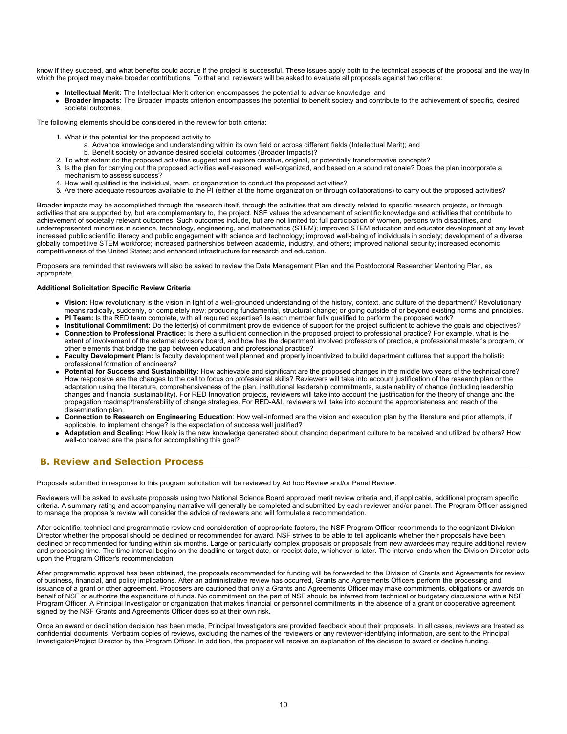know if they succeed, and what benefits could accrue if the project is successful. These issues apply both to the technical aspects of the proposal and the way in which the project may make broader contributions. To that end, reviewers will be asked to evaluate all proposals against two criteria:

- **Intellectual Merit:** The Intellectual Merit criterion encompasses the potential to advance knowledge; and
- **Broader Impacts:** The Broader Impacts criterion encompasses the potential to benefit society and contribute to the achievement of specific, desired societal outcomes.

The following elements should be considered in the review for both criteria:

1. What is the potential for the proposed activity to
   a. Advance knowledge and understanding within its own field or across different fields (Intellectual Merit); and
   b. Benefit society or advance desired societal outcomes (Broader Impacts)?
2. To what extent do the proposed activities suggest and explore creative, original, or potentially transformative concepts?
3. Is the plan for carrying out the proposed activities well-reasoned, well-organized, and based on a sound rationale? Does the plan incorporate a mechanism to assess success?
4. How well qualified is the individual, team, or organization to conduct the proposed activities?
5. Are there adequate resources available to the PI (either at the home organization or through collaborations) to carry out the proposed activities?

Broader impacts may be accomplished through the research itself, through the activities that are directly related to specific research projects, or through activities that are supported by, but are complementary to, the project. NSF values the advancement of scientific knowledge and activities that contribute to achievement of societally relevant outcomes. Such outcomes include, but are not limited to: full participation of women, persons with disabilities, and underrepresented minorities in science, technology, engineering, and mathematics (STEM); improved STEM education and educator development at any level; increased public scientific literacy and public engagement with science and technology; improved well-being of individuals in society; development of a diverse, globally competitive STEM workforce; increased partnerships between academia, industry, and others; improved national security; increased economic competitiveness of the United States; and enhanced infrastructure for research and education.

Proposers are reminded that reviewers will also be asked to review the Data Management Plan and the Postdoctoral Researcher Mentoring Plan, as appropriate.

**Additional Solicitation Specific Review Criteria**

- **Vision:** How revolutionary is the vision in light of a well-grounded understanding of the history, context, and culture of the department? Revolutionary means radically, suddenly, or completely new; producing fundamental, structural change; or going outside of or beyond existing norms and principles.
- **PI Team:** Is the RED team complete, with all required expertise? Is each member fully qualified to perform the proposed work?
- **Institutional Commitment:** Do the letter(s) of commitment provide evidence of support for the project sufficient to achieve the goals and objectives?
- **Connection to Professional Practice:** Is there a sufficient connection in the proposed project to professional practice? For example, what is the extent of involvement of the external advisory board, and how has the department involved professors of practice, a professional master's program, or other elements that bridge the gap between education and professional practice?
- **Faculty Development Plan:** Is faculty development well planned and properly incentivized to build department cultures that support the holistic professional formation of engineers?
- **Potential for Success and Sustainability:** How achievable and significant are the proposed changes in the middle two years of the technical core? How responsive are the changes to the call to focus on professional skills? Reviewers will take into account justification of the research plan or the adaptation using the literature, comprehensiveness of the plan, institutional leadership commitments, sustainability of change (including leadership changes and financial sustainability). For RED Innovation projects, reviewers will take into account the justification for the theory of change and the propagation roadmap/transferability of change strategies. For RED-A&I, reviewers will take into account the appropriateness and reach of the dissemination plan.
- **Connection to Research on Engineering Education**: How well-informed are the vision and execution plan by the literature and prior attempts, if applicable, to implement change? Is the expectation of success well justified?
- **Adaptation and Scaling:** How likely is the new knowledge generated about changing department culture to be received and utilized by others? How well-conceived are the plans for accomplishing this goal?

## B. Review and Selection Process

Proposals submitted in response to this program solicitation will be reviewed by Ad hoc Review and/or Panel Review.

Reviewers will be asked to evaluate proposals using two National Science Board approved merit review criteria and, if applicable, additional program specific criteria. A summary rating and accompanying narrative will generally be completed and submitted by each reviewer and/or panel. The Program Officer assigned to manage the proposal's review will consider the advice of reviewers and will formulate a recommendation.

After scientific, technical and programmatic review and consideration of appropriate factors, the NSF Program Officer recommends to the cognizant Division Director whether the proposal should be declined or recommended for award. NSF strives to be able to tell applicants whether their proposals have been declined or recommended for funding within six months. Large or particularly complex proposals or proposals from new awardees may require additional review and processing time. The time interval begins on the deadline or target date, or receipt date, whichever is later. The interval ends when the Division Director acts upon the Program Officer's recommendation.

After programmatic approval has been obtained, the proposals recommended for funding will be forwarded to the Division of Grants and Agreements for review of business, financial, and policy implications. After an administrative review has occurred, Grants and Agreements Officers perform the processing and issuance of a grant or other agreement. Proposers are cautioned that only a Grants and Agreements Officer may make commitments, obligations or awards on behalf of NSF or authorize the expenditure of funds. No commitment on the part of NSF should be inferred from technical or budgetary discussions with a NSF Program Officer. A Principal Investigator or organization that makes financial or personnel commitments in the absence of a grant or cooperative agreement signed by the NSF Grants and Agreements Officer does so at their own risk.

Once an award or declination decision has been made, Principal Investigators are provided feedback about their proposals. In all cases, reviews are treated as confidential documents. Verbatim copies of reviews, excluding the names of the reviewers or any reviewer-identifying information, are sent to the Principal Investigator/Project Director by the Program Officer. In addition, the proposer will receive an explanation of the decision to award or decline funding.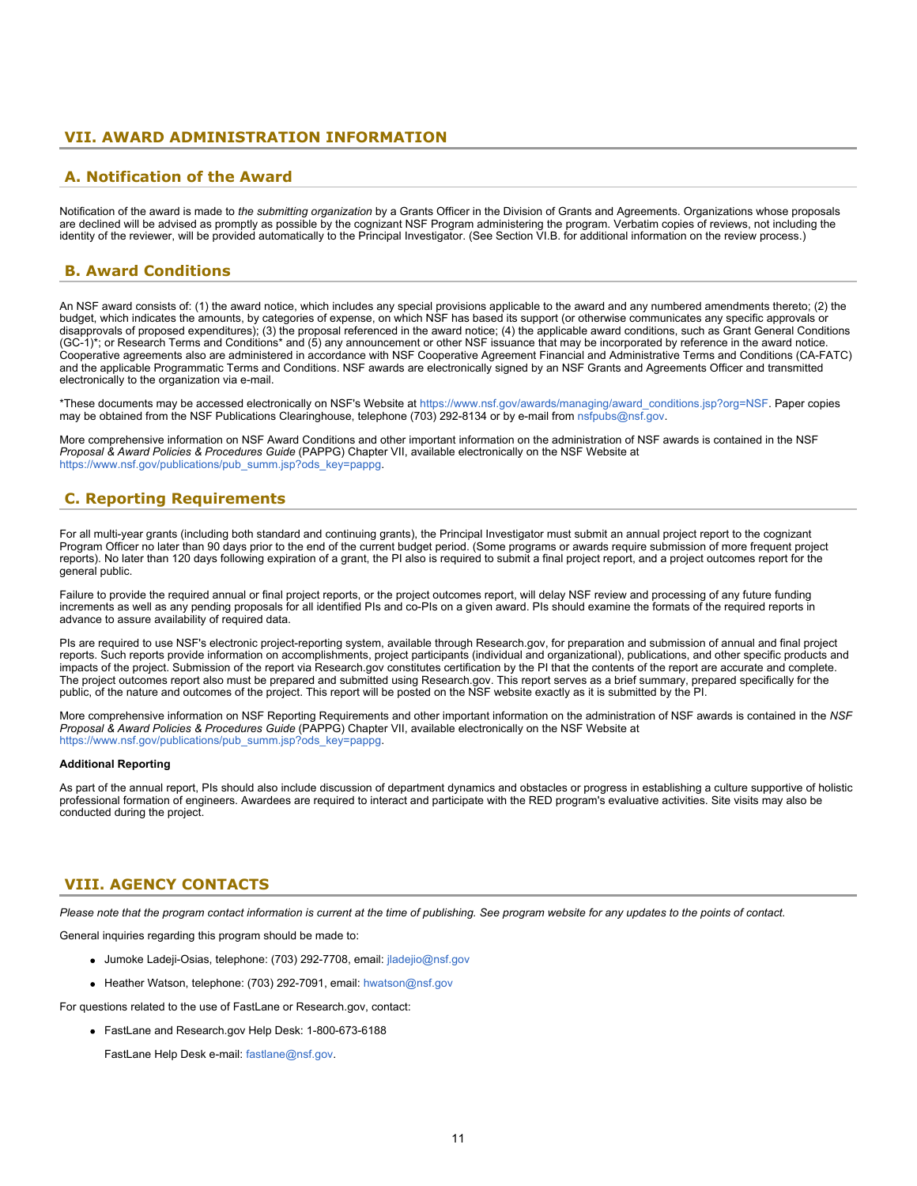## VII. AWARD ADMINISTRATION INFORMATION

### A. Notification of the Award

Notification of the award is made to *the submitting organization* by a Grants Officer in the Division of Grants and Agreements. Organizations whose proposals are declined will be advised as promptly as possible by the cognizant NSF Program administering the program. Verbatim copies of reviews, not including the identity of the reviewer, will be provided automatically to the Principal Investigator. (See Section VI.B. for additional information on the review process.)

### B. Award Conditions

An NSF award consists of: (1) the award notice, which includes any special provisions applicable to the award and any numbered amendments thereto; (2) the budget, which indicates the amounts, by categories of expense, on which NSF has based its support (or otherwise communicates any specific approvals or disapprovals of proposed expenditures); (3) the proposal referenced in the award notice; (4) the applicable award conditions, such as Grant General Conditions (GC-1)*; or Research Terms and Conditions* and (5) any announcement or other NSF issuance that may be incorporated by reference in the award notice. Cooperative agreements also are administered in accordance with NSF Cooperative Agreement Financial and Administrative Terms and Conditions (CA-FATC) and the applicable Programmatic Terms and Conditions. NSF awards are electronically signed by an NSF Grants and Agreements Officer and transmitted electronically to the organization via e-mail.

*These documents may be accessed electronically on NSF's Website at https://www.nsf.gov/awards/managing/award_conditions.jsp?org=NSF. Paper copies may be obtained from the NSF Publications Clearinghouse, telephone (703) 292-8134 or by e-mail from nsfpubs@nsf.gov.

More comprehensive information on NSF Award Conditions and other important information on the administration of NSF awards is contained in the NSF *Proposal & Award Policies & Procedures Guide* (PAPPG) Chapter VII, available electronically on the NSF Website at https://www.nsf.gov/publications/pub_summ.jsp?ods_key=pappg.

### C. Reporting Requirements

For all multi-year grants (including both standard and continuing grants), the Principal Investigator must submit an annual project report to the cognizant Program Officer no later than 90 days prior to the end of the current budget period. (Some programs or awards require submission of more frequent project reports). No later than 120 days following expiration of a grant, the PI also is required to submit a final project report, and a project outcomes report for the general public.

Failure to provide the required annual or final project reports, or the project outcomes report, will delay NSF review and processing of any future funding increments as well as any pending proposals for all identified PIs and co-PIs on a given award. PIs should examine the formats of the required reports in advance to assure availability of required data.

PIs are required to use NSF's electronic project-reporting system, available through Research.gov, for preparation and submission of annual and final project reports. Such reports provide information on accomplishments, project participants (individual and organizational), publications, and other specific products and impacts of the project. Submission of the report via Research.gov constitutes certification by the PI that the contents of the report are accurate and complete. The project outcomes report also must be prepared and submitted using Research.gov. This report serves as a brief summary, prepared specifically for the public, of the nature and outcomes of the project. This report will be posted on the NSF website exactly as it is submitted by the PI.

More comprehensive information on NSF Reporting Requirements and other important information on the administration of NSF awards is contained in the *NSF Proposal & Award Policies & Procedures Guide* (PAPPG) Chapter VII, available electronically on the NSF Website at https://www.nsf.gov/publications/pub_summ.jsp?ods_key=pappg.

**Additional Reporting**

As part of the annual report, PIs should also include discussion of department dynamics and obstacles or progress in establishing a culture supportive of holistic professional formation of engineers. Awardees are required to interact and participate with the RED program's evaluative activities. Site visits may also be conducted during the project.

## VIII. AGENCY CONTACTS

*Please note that the program contact information is current at the time of publishing. See program website for any updates to the points of contact.*

General inquiries regarding this program should be made to:

- Jumoke Ladeji-Osias, telephone: (703) 292-7708, email: jladejio@nsf.gov
- Heather Watson, telephone: (703) 292-7091, email: hwatson@nsf.gov

For questions related to the use of FastLane or Research.gov, contact:

- FastLane and Research.gov Help Desk: 1-800-673-6188

  FastLane Help Desk e-mail: fastlane@nsf.gov.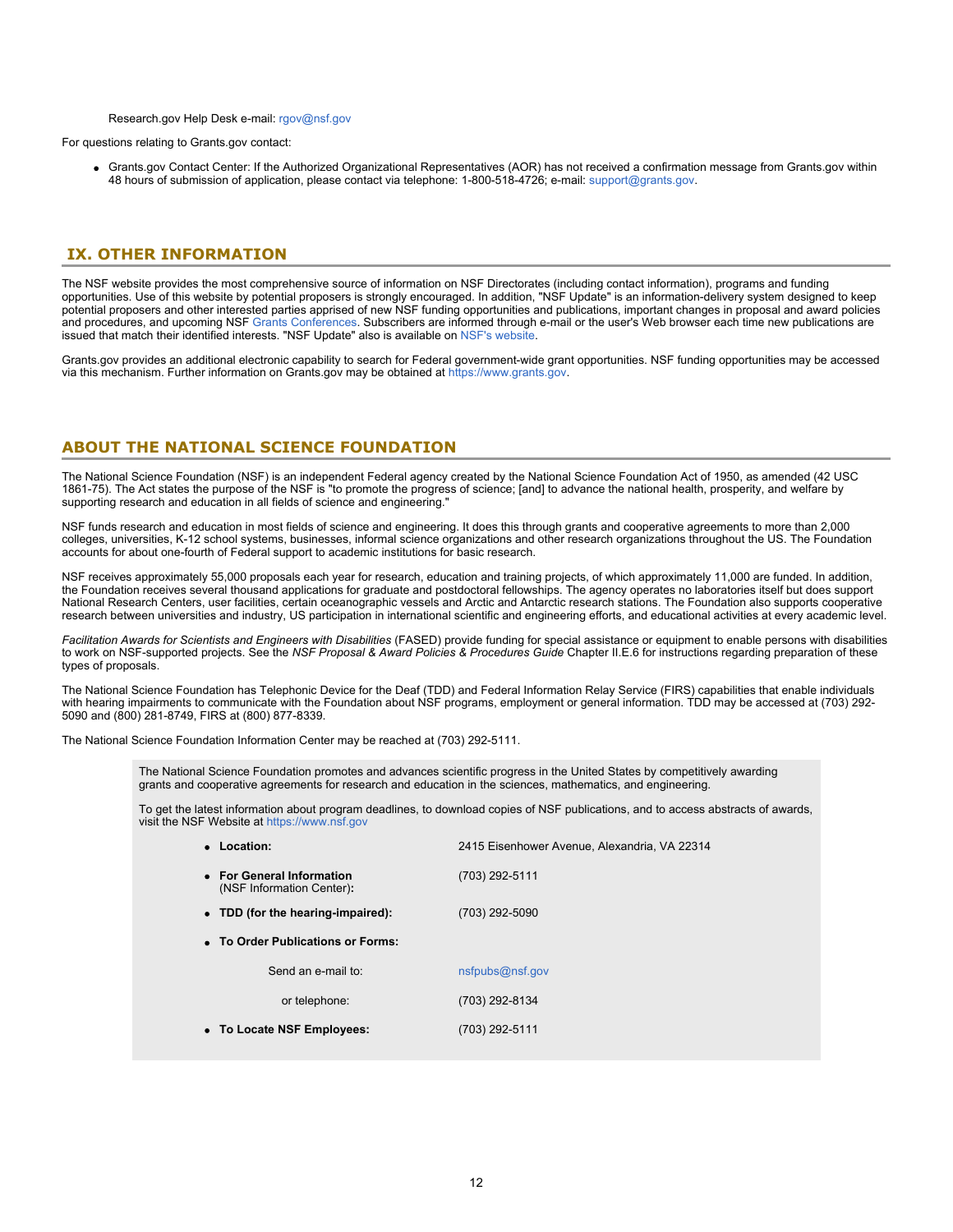Research.gov Help Desk e-mail: rgov@nsf.gov

For questions relating to Grants.gov contact:

- Grants.gov Contact Center: If the Authorized Organizational Representatives (AOR) has not received a confirmation message from Grants.gov within 48 hours of submission of application, please contact via telephone: 1-800-518-4726; e-mail: support@grants.gov.

## IX. OTHER INFORMATION

The NSF website provides the most comprehensive source of information on NSF Directorates (including contact information), programs and funding opportunities. Use of this website by potential proposers is strongly encouraged. In addition, "NSF Update" is an information-delivery system designed to keep potential proposers and other interested parties apprised of new NSF funding opportunities and publications, important changes in proposal and award policies and procedures, and upcoming NSF Grants Conferences. Subscribers are informed through e-mail or the user's Web browser each time new publications are issued that match their identified interests. "NSF Update" also is available on NSF's website.

Grants.gov provides an additional electronic capability to search for Federal government-wide grant opportunities. NSF funding opportunities may be accessed via this mechanism. Further information on Grants.gov may be obtained at https://www.grants.gov.

## ABOUT THE NATIONAL SCIENCE FOUNDATION

The National Science Foundation (NSF) is an independent Federal agency created by the National Science Foundation Act of 1950, as amended (42 USC 1861-75). The Act states the purpose of the NSF is "to promote the progress of science; [and] to advance the national health, prosperity, and welfare by supporting research and education in all fields of science and engineering."

NSF funds research and education in most fields of science and engineering. It does this through grants and cooperative agreements to more than 2,000 colleges, universities, K-12 school systems, businesses, informal science organizations and other research organizations throughout the US. The Foundation accounts for about one-fourth of Federal support to academic institutions for basic research.

NSF receives approximately 55,000 proposals each year for research, education and training projects, of which approximately 11,000 are funded. In addition, the Foundation receives several thousand applications for graduate and postdoctoral fellowships. The agency operates no laboratories itself but does support National Research Centers, user facilities, certain oceanographic vessels and Arctic and Antarctic research stations. The Foundation also supports cooperative research between universities and industry, US participation in international scientific and engineering efforts, and educational activities at every academic level.

*Facilitation Awards for Scientists and Engineers with Disabilities* (FASED) provide funding for special assistance or equipment to enable persons with disabilities to work on NSF-supported projects. See the *NSF Proposal & Award Policies & Procedures Guide* Chapter II.E.6 for instructions regarding preparation of these types of proposals.

The National Science Foundation has Telephonic Device for the Deaf (TDD) and Federal Information Relay Service (FIRS) capabilities that enable individuals with hearing impairments to communicate with the Foundation about NSF programs, employment or general information. TDD may be accessed at (703) 292-5090 and (800) 281-8749, FIRS at (800) 877-8339.

The National Science Foundation Information Center may be reached at (703) 292-5111.

The National Science Foundation promotes and advances scientific progress in the United States by competitively awarding grants and cooperative agreements for research and education in the sciences, mathematics, and engineering.

To get the latest information about program deadlines, to download copies of NSF publications, and to access abstracts of awards, visit the NSF Website at https://www.nsf.gov

- **Location:** 2415 Eisenhower Avenue, Alexandria, VA 22314
- **For General Information** (NSF Information Center)**:** (703) 292-5111
- **TDD (for the hearing-impaired):** (703) 292-5090
- **To Order Publications or Forms:**
  - Send an e-mail to: nsfpubs@nsf.gov
  - or telephone: (703) 292-8134
- **To Locate NSF Employees:** (703) 292-5111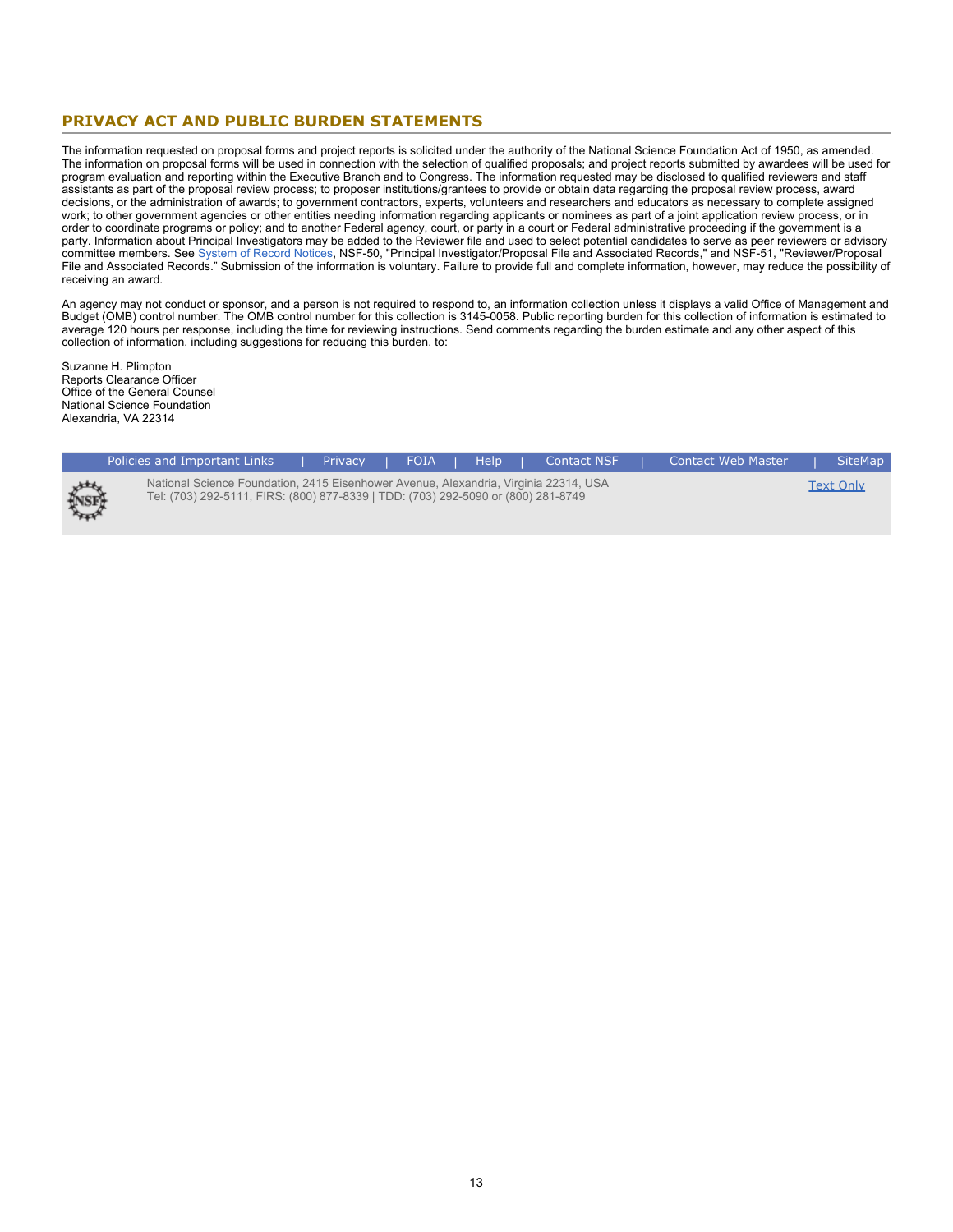## PRIVACY ACT AND PUBLIC BURDEN STATEMENTS

The information requested on proposal forms and project reports is solicited under the authority of the National Science Foundation Act of 1950, as amended. The information on proposal forms will be used in connection with the selection of qualified proposals; and project reports submitted by awardees will be used for program evaluation and reporting within the Executive Branch and to Congress. The information requested may be disclosed to qualified reviewers and staff assistants as part of the proposal review process; to proposer institutions/grantees to provide or obtain data regarding the proposal review process, award decisions, or the administration of awards; to government contractors, experts, volunteers and researchers and educators as necessary to complete assigned work; to other government agencies or other entities needing information regarding applicants or nominees as part of a joint application review process, or in order to coordinate programs or policy; and to another Federal agency, court, or party in a court or Federal administrative proceeding if the government is a party. Information about Principal Investigators may be added to the Reviewer file and used to select potential candidates to serve as peer reviewers or advisory committee members. See System of Record Notices, NSF-50, "Principal Investigator/Proposal File and Associated Records," and NSF-51, "Reviewer/Proposal File and Associated Records." Submission of the information is voluntary. Failure to provide full and complete information, however, may reduce the possibility of receiving an award.

An agency may not conduct or sponsor, and a person is not required to respond to, an information collection unless it displays a valid Office of Management and Budget (OMB) control number. The OMB control number for this collection is 3145-0058. Public reporting burden for this collection of information is estimated to average 120 hours per response, including the time for reviewing instructions. Send comments regarding the burden estimate and any other aspect of this collection of information, including suggestions for reducing this burden, to:

Suzanne H. Plimpton
Reports Clearance Officer
Office of the General Counsel
National Science Foundation
Alexandria, VA 22314

Policies and Important Links | Privacy | FOIA | Help | Contact NSF | Contact Web Master | SiteMap

National Science Foundation, 2415 Eisenhower Avenue, Alexandria, Virginia 22314, USA
Tel: (703) 292-5111, FIRS: (800) 877-8339 | TDD: (703) 292-5090 or (800) 281-8749

Text Only